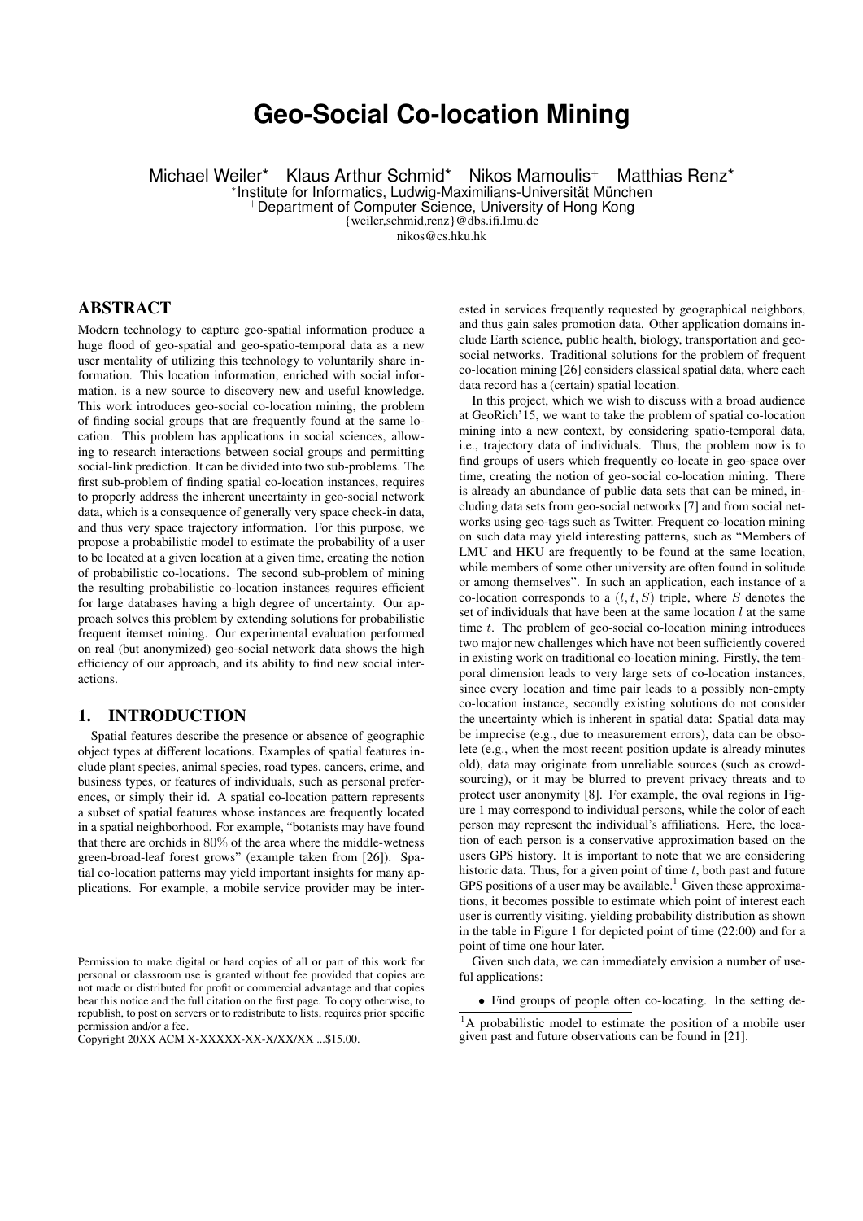# Geo-Social Co-location Mining

Michael Weiler* Klaus Arthur Schmid* Nikos Mamoulis+ Matthias Renz*

*Institute for Informatics, Ludwig-Maximilians-Universität München

+Department of Computer Science, University of Hong Kong

{weiler,schmid,renz}@dbs.ifi.lmu.de

nikos@cs.hku.hk

## ABSTRACT

Modern technology to capture geo-spatial information produce a huge flood of geo-spatial and geo-spatio-temporal data as a new user mentality of utilizing this technology to voluntarily share information. This location information, enriched with social information, is a new source to discovery new and useful knowledge. This work introduces geo-social co-location mining, the problem of finding social groups that are frequently found at the same location. This problem has applications in social sciences, allowing to research interactions between social groups and permitting social-link prediction. It can be divided into two sub-problems. The first sub-problem of finding spatial co-location instances, requires to properly address the inherent uncertainty in geo-social network data, which is a consequence of generally very space check-in data, and thus very space trajectory information. For this purpose, we propose a probabilistic model to estimate the probability of a user to be located at a given location at a given time, creating the notion of probabilistic co-locations. The second sub-problem of mining the resulting probabilistic co-location instances requires efficient for large databases having a high degree of uncertainty. Our approach solves this problem by extending solutions for probabilistic frequent itemset mining. Our experimental evaluation performed on real (but anonymized) geo-social network data shows the high efficiency of our approach, and its ability to find new social interactions.

## 1. INTRODUCTION

Spatial features describe the presence or absence of geographic object types at different locations. Examples of spatial features include plant species, animal species, road types, cancers, crime, and business types, or features of individuals, such as personal preferences, or simply their id. A spatial co-location pattern represents a subset of spatial features whose instances are frequently located in a spatial neighborhood. For example, "botanists may have found that there are orchids in 80% of the area where the middle-wetness green-broad-leaf forest grows" (example taken from [26]). Spatial co-location patterns may yield important insights for many applications. For example, a mobile service provider may be interested in services frequently requested by geographical neighbors, and thus gain sales promotion data. Other application domains include Earth science, public health, biology, transportation and geo-social networks. Traditional solutions for the problem of frequent co-location mining [26] considers classical spatial data, where each data record has a (certain) spatial location.

In this project, which we wish to discuss with a broad audience at GeoRich'15, we want to take the problem of spatial co-location mining into a new context, by considering spatio-temporal data, i.e., trajectory data of individuals. Thus, the problem now is to find groups of users which frequently co-locate in geo-space over time, creating the notion of geo-social co-location mining. There is already an abundance of public data sets that can be mined, including data sets from geo-social networks [7] and from social networks using geo-tags such as Twitter. Frequent co-location mining on such data may yield interesting patterns, such as "Members of LMU and HKU are frequently to be found at the same location, while members of some other university are often found in solitude or among themselves". In such an application, each instance of a co-location corresponds to a $(l, t, S)$ triple, where $S$ denotes the set of individuals that have been at the same location $l$ at the same time $t$. The problem of geo-social co-location mining introduces two major new challenges which have not been sufficiently covered in existing work on traditional co-location mining. Firstly, the temporal dimension leads to very large sets of co-location instances, since every location and time pair leads to a possibly non-empty co-location instance, secondly existing solutions do not consider the uncertainty which is inherent in spatial data: Spatial data may be imprecise (e.g., due to measurement errors), data can be obsolete (e.g., when the most recent position update is already minutes old), data may originate from unreliable sources (such as crowd-sourcing), or it may be blurred to prevent privacy threats and to protect user anonymity [8]. For example, the oval regions in Figure 1 may correspond to individual persons, while the color of each person may represent the individual's affiliations. Here, the location of each person is a conservative approximation based on the users GPS history. It is important to note that we are considering historic data. Thus, for a given point of time $t$, both past and future GPS positions of a user may be available.[1] Given these approximations, it becomes possible to estimate which point of interest each user is currently visiting, yielding probability distribution as shown in the table in Figure 1 for depicted point of time (22:00) and for a point of time one hour later.

Given such data, we can immediately envision a number of useful applications:

- Find groups of people often co-locating. In the setting de-

[1] A probabilistic model to estimate the position of a mobile user given past and future observations can be found in [21].

Permission to make digital or hard copies of all or part of this work for personal or classroom use is granted without fee provided that copies are not made or distributed for profit or commercial advantage and that copies bear this notice and the full citation on the first page. To copy otherwise, to republish, to post on servers or to redistribute to lists, requires prior specific permission and/or a fee.

Copyright 20XX ACM X-XXXXX-XX-X/XX/XX ...$15.00.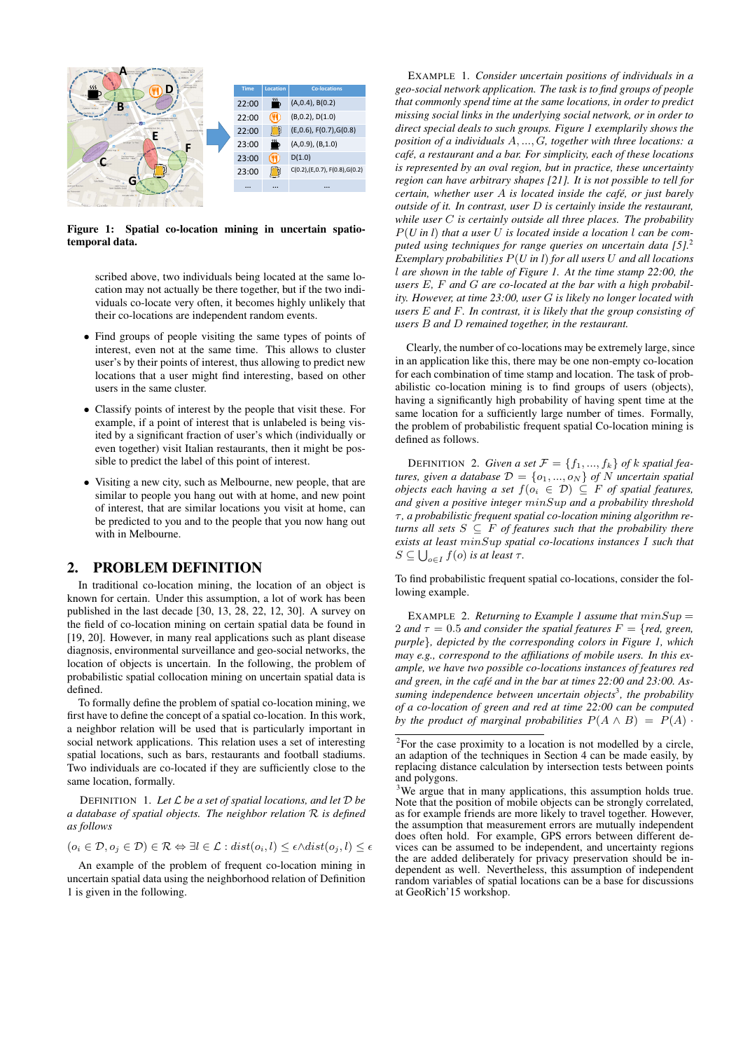| Time | Location | Co-locations |
|---|---|---|
| 22:00 | bar | (A,0.4), B(0.2) |
| 22:00 | restaurant | (B,0.2), D(1.0) |
| 22:00 | café | (E,0.6), F(0.7),G(0.8) |
| 23:00 | bar | (A,0.9), (B,1.0) |
| 23:00 | restaurant | D(1.0) |
| 23:00 | café | C(0.2),(E,0.7), F(0.8),G(0.2) |
| ... | ... | ... |

**Figure 1: Spatial co-location mining in uncertain spatio-temporal data.**

scribed above, two individuals being located at the same location may not actually be there together, but if the two individuals co-locate very often, it becomes highly unlikely that their co-locations are independent random events.

- Find groups of people visiting the same types of points of interest, even not at the same time. This allows to cluster user's by their points of interest, thus allowing to predict new locations that a user might find interesting, based on other users in the same cluster.
- Classify points of interest by the people that visit these. For example, if a point of interest that is unlabeled is being visited by a significant fraction of user's which (individually or even together) visit Italian restaurants, then it might be possible to predict the label of this point of interest.
- Visiting a new city, such as Melbourne, new people, that are similar to people you hang out with at home, and new point of interest, that are similar locations you visit at home, can be predicted to you and to the people that you now hang out with in Melbourne.

## 2. PROBLEM DEFINITION

In traditional co-location mining, the location of an object is known for certain. Under this assumption, a lot of work has been published in the last decade [30, 13, 28, 22, 12, 30]. A survey on the field of co-location mining on certain spatial data be found in [19, 20]. However, in many real applications such as plant disease diagnosis, environmental surveillance and geo-social networks, the location of objects is uncertain. In the following, the problem of probabilistic spatial collocation mining on uncertain spatial data is defined.

To formally define the problem of spatial co-location mining, we first have to define the concept of a spatial co-location. In this work, a neighbor relation will be used that is particularly important in social network applications. This relation uses a set of interesting spatial locations, such as bars, restaurants and football stadiums. Two individuals are co-located if they are sufficiently close to the same location, formally.

DEFINITION 1. *Let $\mathcal{L}$ be a set of spatial locations, and let $\mathcal{D}$ be a database of spatial objects. The neighbor relation $\mathcal{R}$ is defined as follows*

$$(o_i \in \mathcal{D}, o_j \in \mathcal{D}) \in \mathcal{R} \Leftrightarrow \exists l \in \mathcal{L} : dist(o_i, l) \leq \epsilon \wedge dist(o_j, l) \leq \epsilon$$

An example of the problem of frequent co-location mining in uncertain spatial data using the neighborhood relation of Definition 1 is given in the following.

EXAMPLE 1. *Consider uncertain positions of individuals in a geo-social network application. The task is to find groups of people that commonly spend time at the same locations, in order to predict missing social links in the underlying social network, or in order to direct special deals to such groups. Figure 1 exemplarly shows the position of a individuals $A, ..., G$, together with three locations: a café, a restaurant and a bar. For simplicity, each of these locations is represented by an oval region, but in practice, these uncertainty region can have arbitrary shapes [21]. It is not possible to tell for certain, whether user $A$ is located inside the café, or just barely outside of it. In contrast, user $D$ is certainly inside the restaurant, while user $C$ is certainly outside all three places. The probability $P(U \text{ in } l)$ that a user $U$ is located inside a location $l$ can be computed using techniques for range queries on uncertain data [5].[2] Exemplary probabilities $P(U \text{ in } l)$ for all users $U$ and all locations $l$ are shown in the table of Figure 1. At the time stamp 22:00, the users $E$, $F$ and $G$ are co-located at the bar with a high probability. However, at time 23:00, user $G$ is likely no longer located with users $E$ and $F$. In contrast, it is likely that the group consisting of users $B$ and $D$ remained together, in the restaurant.*

Clearly, the number of co-locations may be extremely large, since in an application like this, there may be one non-empty co-location for each combination of time stamp and location. The task of probabilistic co-location mining is to find groups of users (objects), having a significantly high probability of having spent time at the same location for a sufficiently large number of times. Formally, the problem of probabilistic frequent spatial Co-location mining is defined as follows.

DEFINITION 2. *Given a set $\mathcal{F} = \{f_1, ..., f_k\}$ of $k$ spatial features, given a database $\mathcal{D} = \{o_1, ..., o_N\}$ of $N$ uncertain spatial objects each having a set $f(o_i \in \mathcal{D}) \subseteq F$ of spatial features, and given a positive integer $minSup$ and a probability threshold $\tau$, a probabilistic frequent spatial co-location mining algorithm returns all sets $S \subseteq F$ of features such that the probability there exists at least $minSup$ spatial co-locations instances $I$ such that $S \subseteq \bigcup_{o \in I} f(o)$ is at least $\tau$.*

To find probabilistic frequent spatial co-locations, consider the following example.

EXAMPLE 2. *Returning to Example 1 assume that $minSup = 2$ and $\tau = 0.5$ and consider the spatial features $F = \{red, green, purple\}$, depicted by the corresponding colors in Figure 1, which may e.g., correspond to the affiliations of mobile users. In this example, we have two possible co-locations instances of features red and green, in the café and in the bar at times 22:00 and 23:00. Assuming independence between uncertain positions of mobile objects[3], the probability of a co-location of green and red at time 22:00 can be computed by the product of marginal probabilities $P(A \wedge B) = P(A) \cdot$*

[2] For the case proximity to a location is not modelled by a circle, an adaption of the techniques in Section 4 can be made easily, by replacing distance calculation by intersection tests between points and polygons.

[3] We argue that in many applications, this assumption holds true. Note that the position of mobile objects can be strongly correlated, as for example friends are more likely to travel together. However, the assumption that measurement errors are mutually independent does often hold. For example, GPS errors between different devices can be assumed to be independent, and uncertainty regions the are added deliberately for privacy preservation should be independent as well. Nevertheless, this assumption of independent random variables of spatial locations can be a base for discussions at GeoRich'15 workshop.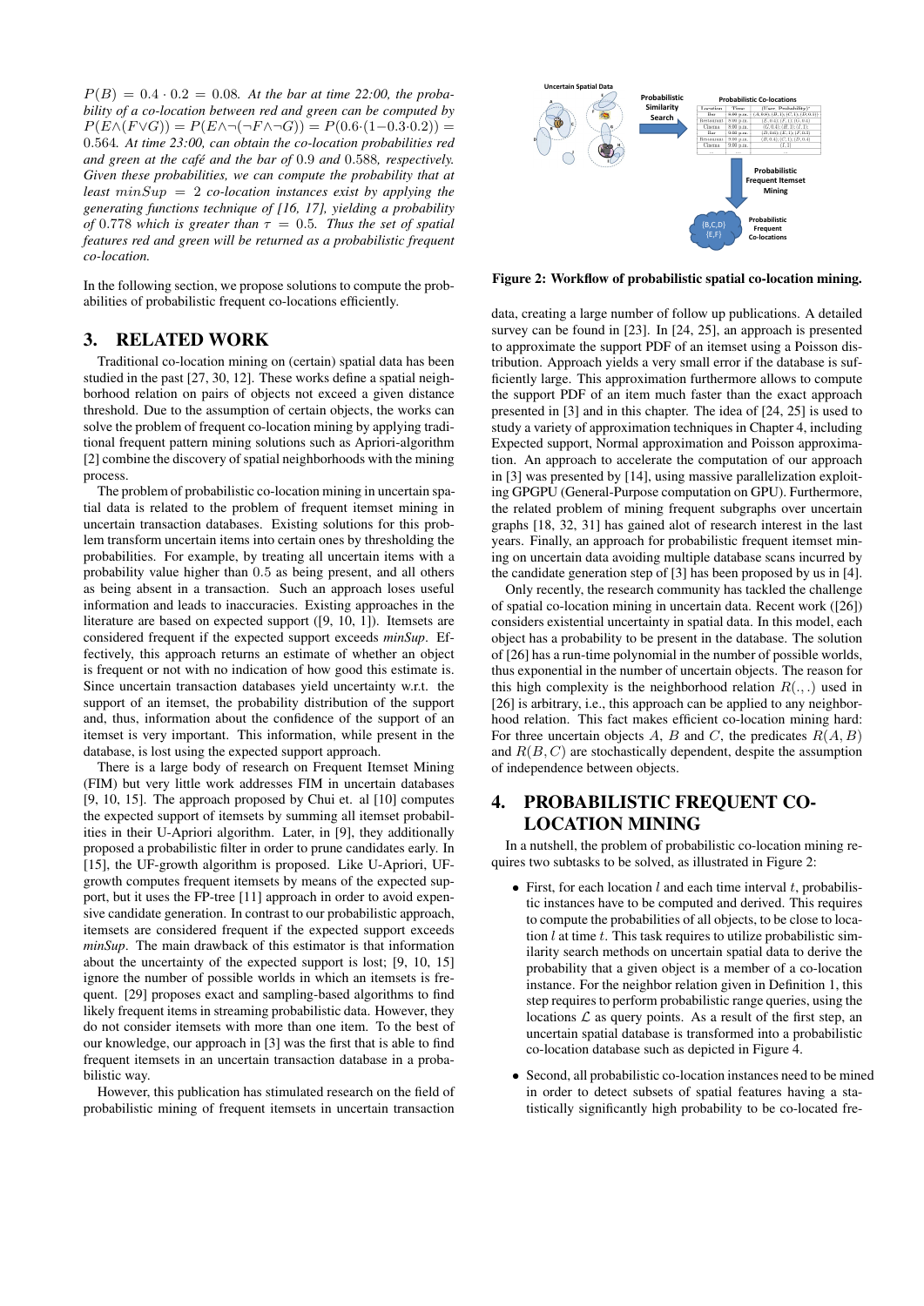*$P(B) = 0.4 \cdot 0.2 = 0.08$. At the bar at time 22:00, the probability of a co-location between red and green can be computed by $P(E \wedge (F \vee G)) = P(E \wedge \neg(\neg F \wedge \neg G)) = P(0.6 \cdot (1 - 0.3 \cdot 0.2)) = 0.564$. At time 23:00, can obtain the co-location probabilities red and green at the café and the bar of 0.9 and 0.588, respectively. Given these probabilities, we can compute the probability that at least $minSup = 2$ co-location instances exist by applying the generating functions technique of [16, 17], yielding a probability of 0.778 which is greater than $\tau = 0.5$. Thus the set of spatial features red and green will be returned as a probabilistic frequent co-location.*

In the following section, we propose solutions to compute the probabilities of probabilistic frequent co-locations efficiently.

## 3. RELATED WORK

Traditional co-location mining on (certain) spatial data has been studied in the past [27, 30, 12]. These works define a spatial neighborhood relation on pairs of objects not exceed a given distance threshold. Due to the assumption of certain objects, the works can solve the problem of frequent co-location mining by applying traditional frequent pattern mining solutions such as Apriori-algorithm [2] combine the discovery of spatial neighborhoods with the mining process.

The problem of probabilistic co-location mining in uncertain spatial data is related to the problem of frequent itemset mining in uncertain transaction databases. Existing solutions for this problem transform uncertain items into certain ones by thresholding the probabilities. For example, by treating all uncertain items with a probability value higher than 0.5 as being present, and all others as being absent in a transaction. Such an approach loses useful information and leads to inaccuracies. Existing approaches in the literature are based on expected support ([9, 10, 1]). Itemsets are considered frequent if the expected support exceeds *minSup*. Effectively, this approach returns an estimate of whether an object is frequent or not with no indication of how good this estimate is. Since uncertain transaction databases yield uncertainty w.r.t. the support of an itemset, the probability distribution of the support and, thus, information about the confidence of the support of an itemset is very important. This information, while present in the database, is lost using the expected support approach.

There is a large body of research on Frequent Itemset Mining (FIM) but very little work addresses FIM in uncertain databases [9, 10, 15]. The approach proposed by Chui et. al [10] computes the expected support of itemsets by summing all itemset probabilities in their U-Apriori algorithm. Later, in [9], they additionally proposed a probabilistic filter in order to prune candidates early. In [15], the UF-growth algorithm is proposed. Like U-Apriori, UF-growth computes frequent itemsets by means of the expected support, but it uses the FP-tree [11] approach in order to avoid expensive candidate generation. In contrast to our probabilistic approach, itemsets are considered frequent if the expected support exceeds *minSup*. The main drawback of this estimator is that information about the uncertainty of the expected support is lost; [9, 10, 15] ignore the number of possible worlds in which an itemsets is frequent. [29] proposes exact and sampling-based algorithms to find likely frequent items in streaming probabilistic data. However, they do not consider itemsets with more than one item. To the best of our knowledge, our approach in [3] was the first that is able to find frequent itemsets in an uncertain transaction database in a probabilistic way.

However, this publication has stimulated research on the field of probabilistic mining of frequent itemsets in uncertain transaction data, creating a large number of follow up publications. A detailed survey can be found in [23]. In [24, 25], an approach is presented to approximate the support PDF of an itemset using a Poisson distribution. Approach yields a very small error if the database is sufficiently large. This approximation furthermore allows to compute the support PDF of an item much faster than the exact approach presented in [3] and in this chapter. The idea of [24, 25] is used to study a variety of approximation techniques in Chapter 4, including Expected support, Normal approximation and Poisson approximation. An approach to accelerate the computation of our approach in [3] was presented by [14], using massive parallelization exploiting GPGPU (General-Purpose computation on GPU). Furthermore, the related problem of mining frequent subgraphs over uncertain graphs [18, 32, 31] has gained alot of research interest in the last years. Finally, an approach for probabilistic frequent itemset mining on uncertain data avoiding multiple database scans incurred by the candidate generation step of [3] has been proposed by us in [4].

Only recently, the research community has tackled the challenge of spatial co-location mining in uncertain data. Recent work ([26]) considers existential uncertainty in spatial data. In this model, each object has a probability to be present in the database. The solution of [26] has a run-time polynomial in the number of possible worlds, thus exponential in the number of uncertain objects. The reason for this high complexity is the neighborhood relation $R(.,.)$ used in [26] is arbitrary, i.e., this approach can be applied to any neighborhood relation. This fact makes efficient co-location mining hard: For three uncertain objects $A$, $B$ and $C$, the predicates $R(A, B)$ and $R(B, C)$ are stochastically dependent, despite the assumption of independence between objects.

**Figure 2: Workflow of probabilistic spatial co-location mining.**

## 4. PROBABILISTIC FREQUENT CO-LOCATION MINING

In a nutshell, the problem of probabilistic co-location mining requires two subtasks to be solved, as illustrated in Figure 2:

- First, for each location $l$ and each time interval $t$, probabilistic instances have to be computed and derived. This requires to compute the probabilities of all objects, to be close to location $l$ at time $t$. This task requires to utilize probabilistic similarity search methods on uncertain spatial data to derive the probability that a given object is a member of a co-location instance. For the neighbor relation given in Definition 1, this step requires to perform probabilistic range queries, using the locations $\mathcal{L}$ as query points. As a result of the first step, an uncertain spatial database is transformed into a probabilistic co-location database such as depicted in Figure 4.
- Second, all probabilistic co-location instances need to be mined in order to detect subsets of spatial features having a statistically significantly high probability to be co-located fre-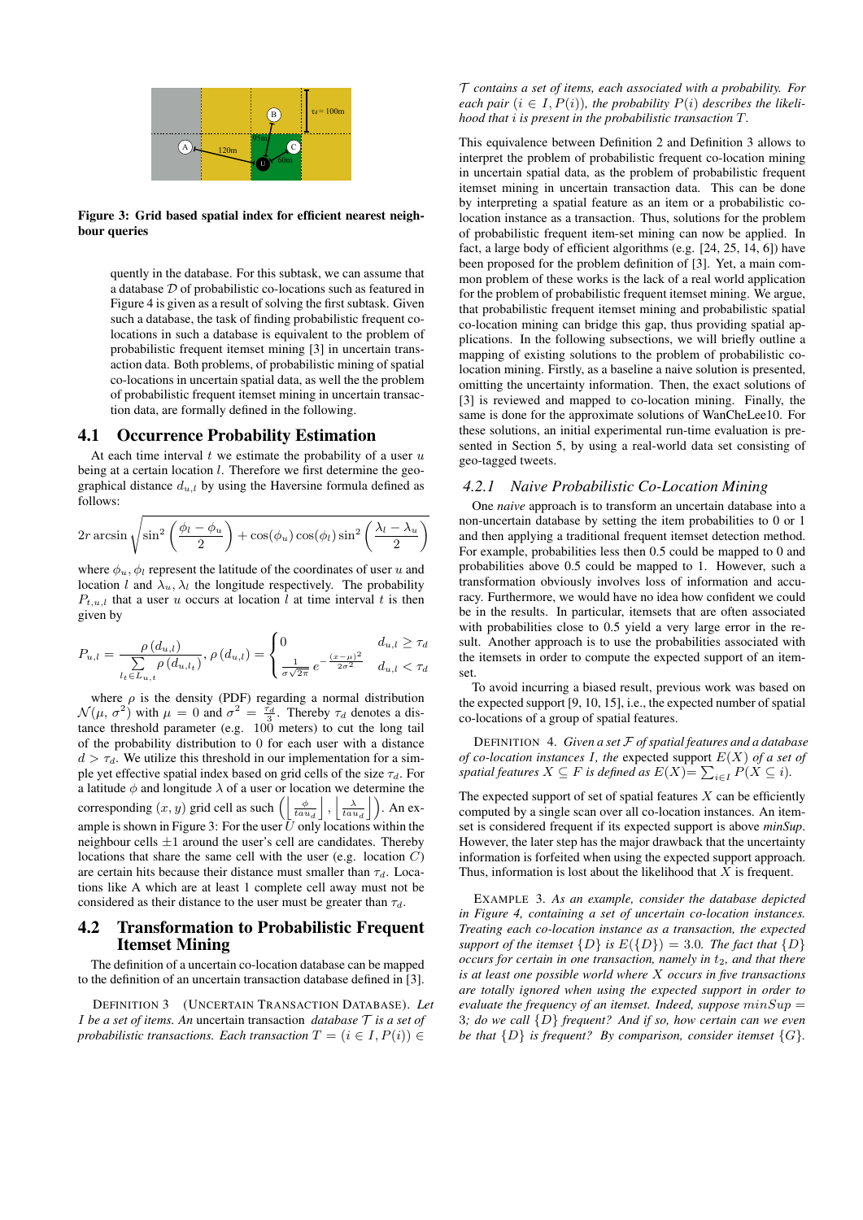Figure 3: Grid based spatial index for efficient nearest neighbour queries

quently in the database. For this subtask, we can assume that a database $\mathcal{D}$ of probabilistic co-locations such as featured in Figure 4 is given as a result of solving the first subtask. Given such a database, the task of finding probabilistic frequent co-locations in such a database is equivalent to the problem of probabilistic frequent itemset mining [3] in uncertain transaction data. Both problems, of probabilistic mining of spatial co-locations in uncertain spatial data, as well the the problem of probabilistic frequent itemset mining in uncertain transaction data, are formally defined in the following.

## 4.1 Occurrence Probability Estimation

At each time interval $t$ we estimate the probability of a user $u$ being at a certain location $l$. Therefore we first determine the geographical distance $d_{u,l}$ by using the Haversine formula defined as follows:

$$2r \arcsin \sqrt{\sin^2\left(\frac{\phi_l - \phi_u}{2}\right) + \cos(\phi_u)\cos(\phi_l)\sin^2\left(\frac{\lambda_l - \lambda_u}{2}\right)}$$

where $\phi_u, \phi_l$ represent the latitude of the coordinates of user $u$ and location $l$ and $\lambda_u, \lambda_l$ the longitude respectively. The probability $P_{t,u,l}$ that a user $u$ occurs at location $l$ at time interval $t$ is then given by

$$P_{u,l} = \frac{\rho(d_{u,l})}{\sum\limits_{l_t \in L_{u,t}} \rho(d_{u,l_t})}, \rho(d_{u,l}) = \begin{cases} 0 & d_{u,l} \geq \tau_d \\ \frac{1}{\sigma\sqrt{2\pi}} e^{-\frac{(x-\mu)^2}{2\sigma^2}} & d_{u,l} < \tau_d \end{cases}$$

where $\rho$ is the density (PDF) regarding a normal distribution $\mathcal{N}(\mu, \sigma^2)$ with $\mu = 0$ and $\sigma^2 = \frac{\tau_d}{3}$. Thereby $\tau_d$ denotes a distance threshold parameter (e.g. 100 meters) to cut the long tail of the probability distribution to 0 for each user with a distance $d > \tau_d$. We utilize this threshold in our implementation for a simple yet effective spatial index based on grid cells of the size $\tau_d$. For a latitude $\phi$ and longitude $\lambda$ of a user or location we determine the corresponding $(x, y)$ grid cell as such $\left(\left\lfloor \frac{\phi}{tau_d} \right\rfloor, \left\lfloor \frac{\lambda}{tau_d} \right\rfloor\right)$. An example is shown in Figure 3: For the user $U$ only locations within the neighbour cells $\pm 1$ around the user's cell are candidates. Thereby locations that share the same cell with the user (e.g. location $C$) are certain hits because their distance must smaller than $\tau_d$. Locations like A which are at least 1 complete cell away must not be considered as their distance to the user must be greater than $\tau_d$.

## 4.2 Transformation to Probabilistic Frequent Itemset Mining

The definition of a uncertain co-location database can be mapped to the definition of an uncertain transaction database defined in [3].

Definition 3 (Uncertain Transaction Database). *Let $I$ be a set of items. An* uncertain transaction *database $\mathcal{T}$ is a set of probabilistic transactions. Each transaction $T = (i \in I, P(i)) \in \mathcal{T}$ contains a set of items, each associated with a probability. For each pair $(i \in I, P(i))$, the probability $P(i)$ describes the likelihood that $i$ is present in the probabilistic transaction $T$.*

This equivalence between Definition 2 and Definition 3 allows to interpret the problem of probabilistic frequent co-location mining in uncertain spatial data, as the problem of probabilistic frequent itemset mining in uncertain transaction data. This can be done by interpreting a spatial feature as an item or a probabilistic co-location instance as a transaction. Thus, solutions for the problem of probabilistic frequent item-set mining can now be applied. In fact, a large body of efficient algorithms (e.g. [24, 25, 14, 6]) have been proposed for the problem definition of [3]. Yet, a main common problem of these works is the lack of a real world application for the problem of probabilistic frequent itemset mining. We argue, that probabilistic frequent itemset mining and probabilistic spatial co-location mining can bridge this gap, thus providing spatial applications. In the following subsections, we will briefly outline a mapping of existing solutions to the problem of probabilistic co-location mining. Firstly, as a baseline a naive solution is presented, omitting the uncertainty information. Then, the exact solutions of [3] is reviewed and mapped to co-location mining. Finally, the same is done for the approximate solutions of WanCheLee10. For these solutions, an initial experimental run-time evaluation is presented in Section 5, by using a real-world data set consisting of geo-tagged tweets.

### 4.2.1 Naive Probabilistic Co-Location Mining

One *naive* approach is to transform an uncertain database into a non-uncertain database by setting the item probabilities to 0 or 1 and then applying a traditional frequent itemset detection method. For example, probabilities less then 0.5 could be mapped to 0 and probabilities above 0.5 could be mapped to 1. However, such a transformation obviously involves loss of information and accuracy. Furthermore, we would have no idea how confident we could be in the results. In particular, itemsets that are often associated with probabilities close to 0.5 yield a very large error in the result. Another approach is to use the probabilities associated with the itemsets in order to compute the expected support of an itemset.

To avoid incurring a biased result, previous work was based on the expected support [9, 10, 15], i.e., the expected number of spatial co-locations of a group of spatial features.

Definition 4. *Given a set $\mathcal{F}$ of spatial features and a database of co-location instances $I$, the* expected support *$E(X)$ of a set of spatial features $X \subseteq F$ is defined as $E(X) = \sum_{i \in I} P(X \subseteq i)$.*

The expected support of set of spatial features $X$ can be efficiently computed by a single scan over all co-location instances. An itemset is considered frequent if its expected support is above *minSup*. However, the later step has the major drawback that the uncertainty information is forfeited when using the expected support approach. Thus, information is lost about the likelihood that $X$ is frequent.

Example 3. *As an example, consider the database depicted in Figure 4, containing a set of uncertain co-location instances. Treating each co-location instance as a transaction, the expected support of the itemset $\{D\}$ is $E(\{D\}) = 3.0$. The fact that $\{D\}$ occurs for certain in one transaction, namely in $t_2$, and that there is at least one possible world where $X$ occurs in five transactions are totally ignored when using the expected support in order to evaluate the frequency of an itemset. Indeed, suppose $minSup = 3$; do we call $\{D\}$ frequent? And if so, how certain can we even be that $\{D\}$ is frequent? By comparison, consider itemset $\{G\}$.*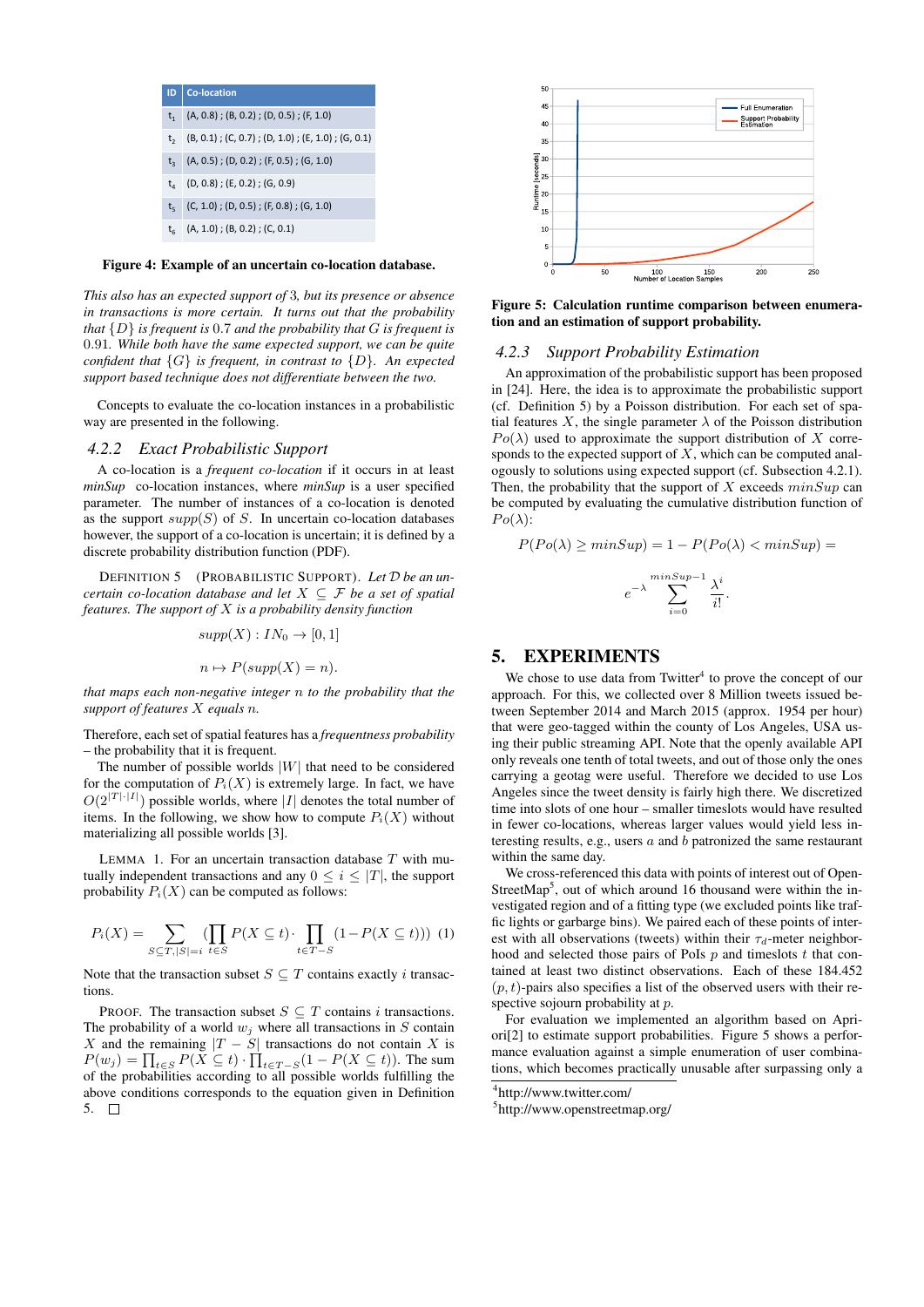| ID | Co-location |
|---|---|
| $t_1$ | (A, 0.8) ; (B, 0.2) ; (D, 0.5) ; (F, 1.0) |
| $t_2$ | (B, 0.1) ; (C, 0.7) ; (D, 1.0) ; (E, 1.0) ; (G, 0.1) |
| $t_3$ | (A, 0.5) ; (D, 0.2) ; (F, 0.5) ; (G, 1.0) |
| $t_4$ | (D, 0.8) ; (E, 0.2) ; (G, 0.9) |
| $t_5$ | (C, 1.0) ; (D, 0.5) ; (F, 0.8) ; (G, 1.0) |
| $t_6$ | (A, 1.0) ; (B, 0.2) ; (C, 0.1) |

**Figure 4: Example of an uncertain co-location database.**

*This also has an expected support of* 3*, but its presence or absence in transactions is more certain. It turns out that the probability that* $\{D\}$ *is frequent is* 0.7 *and the probability that* $G$ *is frequent is* 0.91*. While both have the same expected support, we can be quite confident that* $\{G\}$ *is frequent, in contrast to* $\{D\}$*. An expected support based technique does not differentiate between the two.*

Concepts to evaluate the co-location instances in a probabilistic way are presented in the following.

### 4.2.2 Exact Probabilistic Support

A co-location is a *frequent co-location* if it occurs in at least *minSup* co-location instances, where *minSup* is a user specified parameter. The number of instances of a co-location is denoted as the support $supp(S)$ of $S$. In uncertain co-location databases however, the support of a co-location is uncertain; it is defined by a discrete probability distribution function (PDF).

DEFINITION 5 (PROBABILISTIC SUPPORT). *Let* $\mathcal{D}$ *be an uncertain co-location database and let* $X \subseteq \mathcal{F}$ *be a set of spatial features. The support of* $X$ *is a probability density function*

$$supp(X) : IN_0 \to [0, 1]$$

$$n \mapsto P(supp(X) = n).$$

*that maps each non-negative integer* $n$ *to the probability that the support of features* $X$ *equals* $n$*.*

Therefore, each set of spatial features has a *frequentness probability* – the probability that it is frequent.

The number of possible worlds $|W|$ that need to be considered for the computation of $P_i(X)$ is extremely large. In fact, we have $O(2^{|T|\cdot|I|})$ possible worlds, where $|I|$ denotes the total number of items. In the following, we show how to compute $P_i(X)$ without materializing all possible worlds [3].

LEMMA 1. For an uncertain transaction database $T$ with mutually independent transactions and any $0 \le i \le |T|$, the support probability $P_i(X)$ can be computed as follows:

$$P_i(X) = \sum_{S\subseteq T, |S|=i} \left(\prod_{t\in S} P(X \subseteq t) \cdot \prod_{t\in T-S} (1 - P(X \subseteq t))\right) \quad (1)$$

Note that the transaction subset $S \subseteq T$ contains exactly $i$ transactions.

PROOF. The transaction subset $S \subseteq T$ contains $i$ transactions. The probability of a world $w_j$ where all transactions in $S$ contain $X$ and the remaining $|T - S|$ transactions do not contain $X$ is $P(w_j) = \prod_{t\in S} P(X \subseteq t) \cdot \prod_{t\in T-S}(1 - P(X \subseteq t))$. The sum of the probabilities according to all possible worlds fulfilling the above conditions corresponds to the equation given in Definition 5. □

**Figure 5: Calculation runtime comparison between enumeration and an estimation of support probability.**

### 4.2.3 Support Probability Estimation

An approximation of the probabilistic support has been proposed in [24]. Here, the idea is to approximate the probabilistic support (cf. Definition 5) by a Poisson distribution. For each set of spatial features $X$, the single parameter $\lambda$ of the Poisson distribution $Po(\lambda)$ used to approximate the support distribution of $X$ corresponds to the expected support of $X$, which can be computed analogously to solutions using expected support (cf. Subsection 4.2.1). Then, the probability that the support of $X$ exceeds $minSup$ can be computed by evaluating the cumulative distribution function of $Po(\lambda)$:

$$P(Po(\lambda) \ge minSup) = 1 - P(Po(\lambda) < minSup) =$$

$$e^{-\lambda} \sum_{i=0}^{minSup-1} \frac{\lambda^i}{i!}.$$

## 5. EXPERIMENTS

We chose to use data from Twitter[4] to prove the concept of our approach. For this, we collected over 8 Million tweets issued between September 2014 and March 2015 (approx. 1954 per hour) that were geo-tagged within the county of Los Angeles, USA using their public streaming API. Note that the openly available API only reveals one tenth of total tweets, and out of those only the ones carrying a geotag were useful. Therefore we decided to use Los Angeles since the tweet density is fairly high there. We discretized time into slots of one hour – smaller timeslots would have resulted in fewer co-locations, whereas larger values would yield less interesting results, e.g., users $a$ and $b$ patronized the same restaurant within the same day.

We cross-referenced this data with points of interest out of OpenStreetMap[5], out of which around 16 thousand were within the investigated region and of a fitting type (we excluded points like traffic lights or garbarge bins). We paired each of these points of interest with all observations (tweets) within their $\tau_d$-meter neighborhood and selected those pairs of PoIs $p$ and timeslots $t$ that contained at least two distinct observations. Each of these 184.452 $(p, t)$-pairs also specifies a list of the observed users with their respective sojourn probability at $p$.

For evaluation we implemented an algorithm based on Apriori[2] to estimate support probabilities. Figure 5 shows a performance evaluation against a simple enumeration of user combinations, which becomes practically unusable after surpassing only a

[4] http://www.twitter.com/
[5] http://www.openstreetmap.org/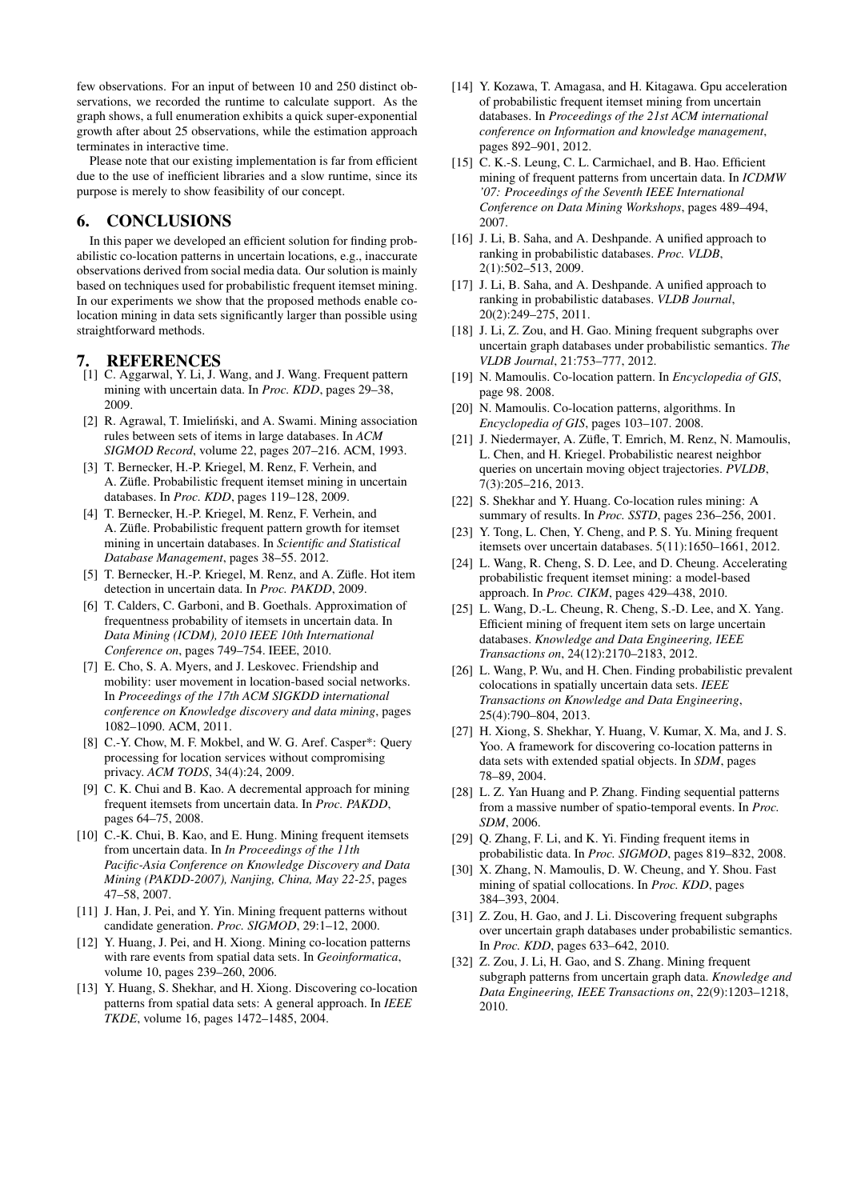few observations. For an input of between 10 and 250 distinct observations, we recorded the runtime to calculate support. As the graph shows, a full enumeration exhibits a quick super-exponential growth after about 25 observations, while the estimation approach terminates in interactive time.

Please note that our existing implementation is far from efficient due to the use of inefficient libraries and a slow runtime, since its purpose is merely to show feasibility of our concept.

## 6. CONCLUSIONS

In this paper we developed an efficient solution for finding probabilistic co-location patterns in uncertain locations, e.g., inaccurate observations derived from social media data. Our solution is mainly based on techniques used for probabilistic frequent itemset mining. In our experiments we show that the proposed methods enable co-location mining in data sets significantly larger than possible using straightforward methods.

## 7. REFERENCES

[1] C. Aggarwal, Y. Li, J. Wang, and J. Wang. Frequent pattern mining with uncertain data. In *Proc. KDD*, pages 29–38, 2009.

[2] R. Agrawal, T. Imieliński, and A. Swami. Mining association rules between sets of items in large databases. In *ACM SIGMOD Record*, volume 22, pages 207–216. ACM, 1993.

[3] T. Bernecker, H.-P. Kriegel, M. Renz, F. Verhein, and A. Züfle. Probabilistic frequent itemset mining in uncertain databases. In *Proc. KDD*, pages 119–128, 2009.

[4] T. Bernecker, H.-P. Kriegel, M. Renz, F. Verhein, and A. Züfle. Probabilistic frequent pattern growth for itemset mining in uncertain databases. In *Scientific and Statistical Database Management*, pages 38–55. 2012.

[5] T. Bernecker, H.-P. Kriegel, M. Renz, and A. Züfle. Hot item detection in uncertain data. In *Proc. PAKDD*, 2009.

[6] T. Calders, C. Garboni, and B. Goethals. Approximation of frequentness probability of itemsets in uncertain data. In *Data Mining (ICDM), 2010 IEEE 10th International Conference on*, pages 749–754. IEEE, 2010.

[7] E. Cho, S. A. Myers, and J. Leskovec. Friendship and mobility: user movement in location-based social networks. In *Proceedings of the 17th ACM SIGKDD international conference on Knowledge discovery and data mining*, pages 1082–1090. ACM, 2011.

[8] C.-Y. Chow, M. F. Mokbel, and W. G. Aref. Casper*: Query processing for location services without compromising privacy. *ACM TODS*, 34(4):24, 2009.

[9] C. K. Chui and B. Kao. A decremental approach for mining frequent itemsets from uncertain data. In *Proc. PAKDD*, pages 64–75, 2008.

[10] C.-K. Chui, B. Kao, and E. Hung. Mining frequent itemsets from uncertain data. In *In Proceedings of the 11th Pacific-Asia Conference on Knowledge Discovery and Data Mining (PAKDD-2007), Nanjing, China, May 22-25*, pages 47–58, 2007.

[11] J. Han, J. Pei, and Y. Yin. Mining frequent patterns without candidate generation. *Proc. SIGMOD*, 29:1–12, 2000.

[12] Y. Huang, J. Pei, and H. Xiong. Mining co-location patterns with rare events from spatial data sets. In *Geoinformatica*, volume 10, pages 239–260, 2006.

[13] Y. Huang, S. Shekhar, and H. Xiong. Discovering co-location patterns from spatial data sets: A general approach. In *IEEE TKDE*, volume 16, pages 1472–1485, 2004.

[14] Y. Kozawa, T. Amagasa, and H. Kitagawa. Gpu acceleration of probabilistic frequent itemset mining from uncertain databases. In *Proceedings of the 21st ACM international conference on Information and knowledge management*, pages 892–901, 2012.

[15] C. K.-S. Leung, C. L. Carmichael, and B. Hao. Efficient mining of frequent patterns from uncertain data. In *ICDMW '07: Proceedings of the Seventh IEEE International Conference on Data Mining Workshops*, pages 489–494, 2007.

[16] J. Li, B. Saha, and A. Deshpande. A unified approach to ranking in probabilistic databases. *Proc. VLDB*, 2(1):502–513, 2009.

[17] J. Li, B. Saha, and A. Deshpande. A unified approach to ranking in probabilistic databases. *VLDB Journal*, 20(2):249–275, 2011.

[18] J. Li, Z. Zou, and H. Gao. Mining frequent subgraphs over uncertain graph databases under probabilistic semantics. *The VLDB Journal*, 21:753–777, 2012.

[19] N. Mamoulis. Co-location pattern. In *Encyclopedia of GIS*, page 98. 2008.

[20] N. Mamoulis. Co-location patterns, algorithms. In *Encyclopedia of GIS*, pages 103–107. 2008.

[21] J. Niedermayer, A. Züfle, T. Emrich, M. Renz, N. Mamoulis, L. Chen, and H. Kriegel. Probabilistic nearest neighbor queries on uncertain moving object trajectories. *PVLDB*, 7(3):205–216, 2013.

[22] S. Shekhar and Y. Huang. Co-location rules mining: A summary of results. In *Proc. SSTD*, pages 236–256, 2001.

[23] Y. Tong, L. Chen, Y. Cheng, and P. S. Yu. Mining frequent itemsets over uncertain databases. 5(11):1650–1661, 2012.

[24] L. Wang, R. Cheng, S. D. Lee, and D. Cheung. Accelerating probabilistic frequent itemset mining: a model-based approach. In *Proc. CIKM*, pages 429–438, 2010.

[25] L. Wang, D.-L. Cheung, R. Cheng, S.-D. Lee, and X. Yang. Efficient mining of frequent item sets on large uncertain databases. *Knowledge and Data Engineering, IEEE Transactions on*, 24(12):2170–2183, 2012.

[26] L. Wang, P. Wu, and H. Chen. Finding probabilistic prevalent colocations in spatially uncertain data sets. *IEEE Transactions on Knowledge and Data Engineering*, 25(4):790–804, 2013.

[27] H. Xiong, S. Shekhar, Y. Huang, V. Kumar, X. Ma, and J. S. Yoo. A framework for discovering co-location patterns in data sets with extended spatial objects. In *SDM*, pages 78–89, 2004.

[28] L. Z. Yan Huang and P. Zhang. Finding sequential patterns from a massive number of spatio-temporal events. In *Proc. SDM*, 2006.

[29] Q. Zhang, F. Li, and K. Yi. Finding frequent items in probabilistic data. In *Proc. SIGMOD*, pages 819–832, 2008.

[30] X. Zhang, N. Mamoulis, D. W. Cheung, and Y. Shou. Fast mining of spatial collocations. In *Proc. KDD*, pages 384–393, 2004.

[31] Z. Zou, H. Gao, and J. Li. Discovering frequent subgraphs over uncertain graph databases under probabilistic semantics. In *Proc. KDD*, pages 633–642, 2010.

[32] Z. Zou, J. Li, H. Gao, and S. Zhang. Mining frequent subgraph patterns from uncertain graph data. *Knowledge and Data Engineering, IEEE Transactions on*, 22(9):1203–1218, 2010.